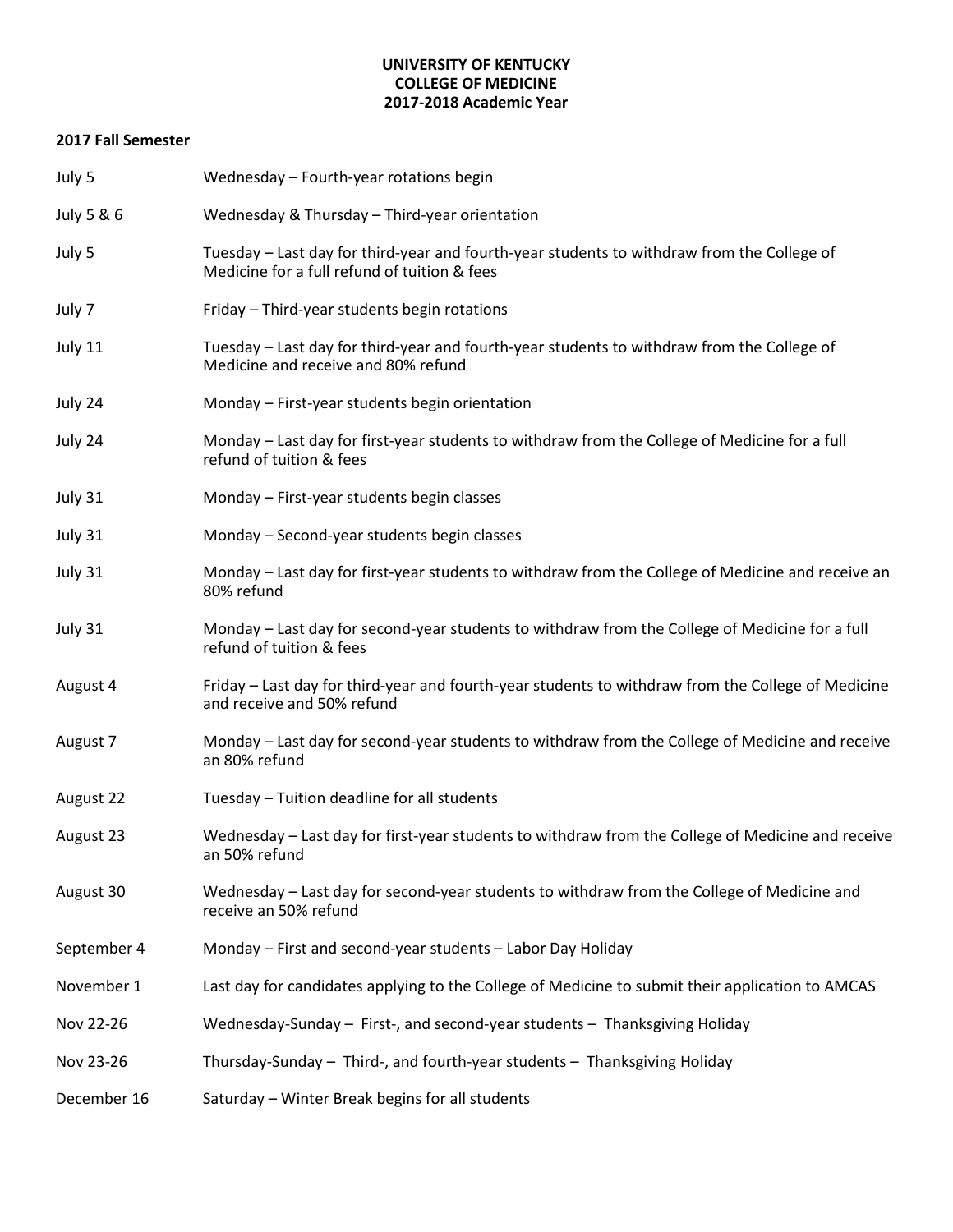**UNIVERSITY OF KENTUCKY**
**COLLEGE OF MEDICINE**
**2017-2018 Academic Year**

**2017 Fall Semester**

| | |
|---|---|
| July 5 | Wednesday – Fourth-year rotations begin |
| July 5 & 6 | Wednesday & Thursday – Third-year orientation |
| July 5 | Tuesday – Last day for third-year and fourth-year students to withdraw from the College of Medicine for a full refund of tuition & fees |
| July 7 | Friday – Third-year students begin rotations |
| July 11 | Tuesday – Last day for third-year and fourth-year students to withdraw from the College of Medicine and receive and 80% refund |
| July 24 | Monday – First-year students begin orientation |
| July 24 | Monday – Last day for first-year students to withdraw from the College of Medicine for a full refund of tuition & fees |
| July 31 | Monday – First-year students begin classes |
| July 31 | Monday – Second-year students begin classes |
| July 31 | Monday – Last day for first-year students to withdraw from the College of Medicine and receive an 80% refund |
| July 31 | Monday – Last day for second-year students to withdraw from the College of Medicine for a full refund of tuition & fees |
| August 4 | Friday – Last day for third-year and fourth-year students to withdraw from the College of Medicine and receive and 50% refund |
| August 7 | Monday – Last day for second-year students to withdraw from the College of Medicine and receive an 80% refund |
| August 22 | Tuesday – Tuition deadline for all students |
| August 23 | Wednesday – Last day for first-year students to withdraw from the College of Medicine and receive an 50% refund |
| August 30 | Wednesday – Last day for second-year students to withdraw from the College of Medicine and receive an 50% refund |
| September 4 | Monday – First and second-year students – Labor Day Holiday |
| November 1 | Last day for candidates applying to the College of Medicine to submit their application to AMCAS |
| Nov 22-26 | Wednesday-Sunday – First-, and second-year students – Thanksgiving Holiday |
| Nov 23-26 | Thursday-Sunday – Third-, and fourth-year students – Thanksgiving Holiday |
| December 16 | Saturday – Winter Break begins for all students |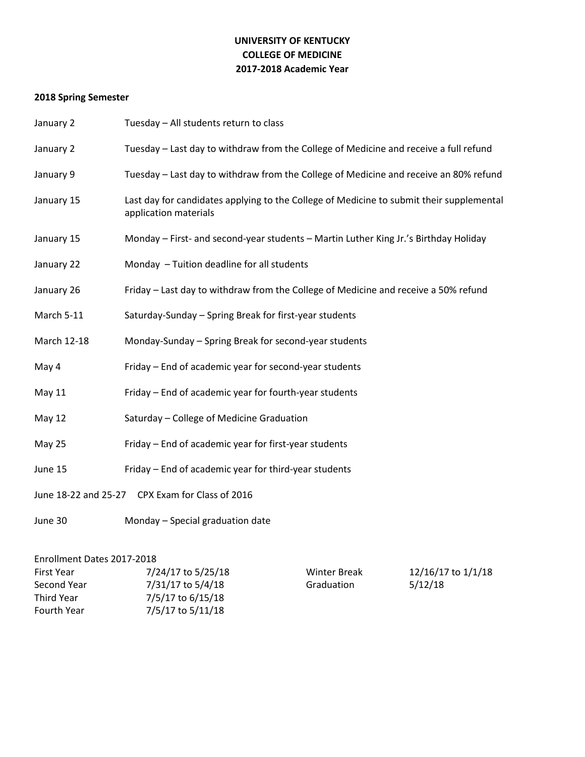**UNIVERSITY OF KENTUCKY**
**COLLEGE OF MEDICINE**
**2017-2018 Academic Year**

**2018 Spring Semester**

| | |
|---|---|
| January 2 | Tuesday – All students return to class |
| January 2 | Tuesday – Last day to withdraw from the College of Medicine and receive a full refund |
| January 9 | Tuesday – Last day to withdraw from the College of Medicine and receive an 80% refund |
| January 15 | Last day for candidates applying to the College of Medicine to submit their supplemental application materials |
| January 15 | Monday – First- and second-year students – Martin Luther King Jr.'s Birthday Holiday |
| January 22 | Monday – Tuition deadline for all students |
| January 26 | Friday – Last day to withdraw from the College of Medicine and receive a 50% refund |
| March 5-11 | Saturday-Sunday – Spring Break for first-year students |
| March 12-18 | Monday-Sunday – Spring Break for second-year students |
| May 4 | Friday – End of academic year for second-year students |
| May 11 | Friday – End of academic year for fourth-year students |
| May 12 | Saturday – College of Medicine Graduation |
| May 25 | Friday – End of academic year for first-year students |
| June 15 | Friday – End of academic year for third-year students |
| June 18-22 and 25-27 | CPX Exam for Class of 2016 |
| June 30 | Monday – Special graduation date |

Enrollment Dates 2017-2018

| | | | |
|---|---|---|---|
| First Year | 7/24/17 to 5/25/18 | Winter Break | 12/16/17 to 1/1/18 |
| Second Year | 7/31/17 to 5/4/18 | Graduation | 5/12/18 |
| Third Year | 7/5/17 to 6/15/18 | | |
| Fourth Year | 7/5/17 to 5/11/18 | | |